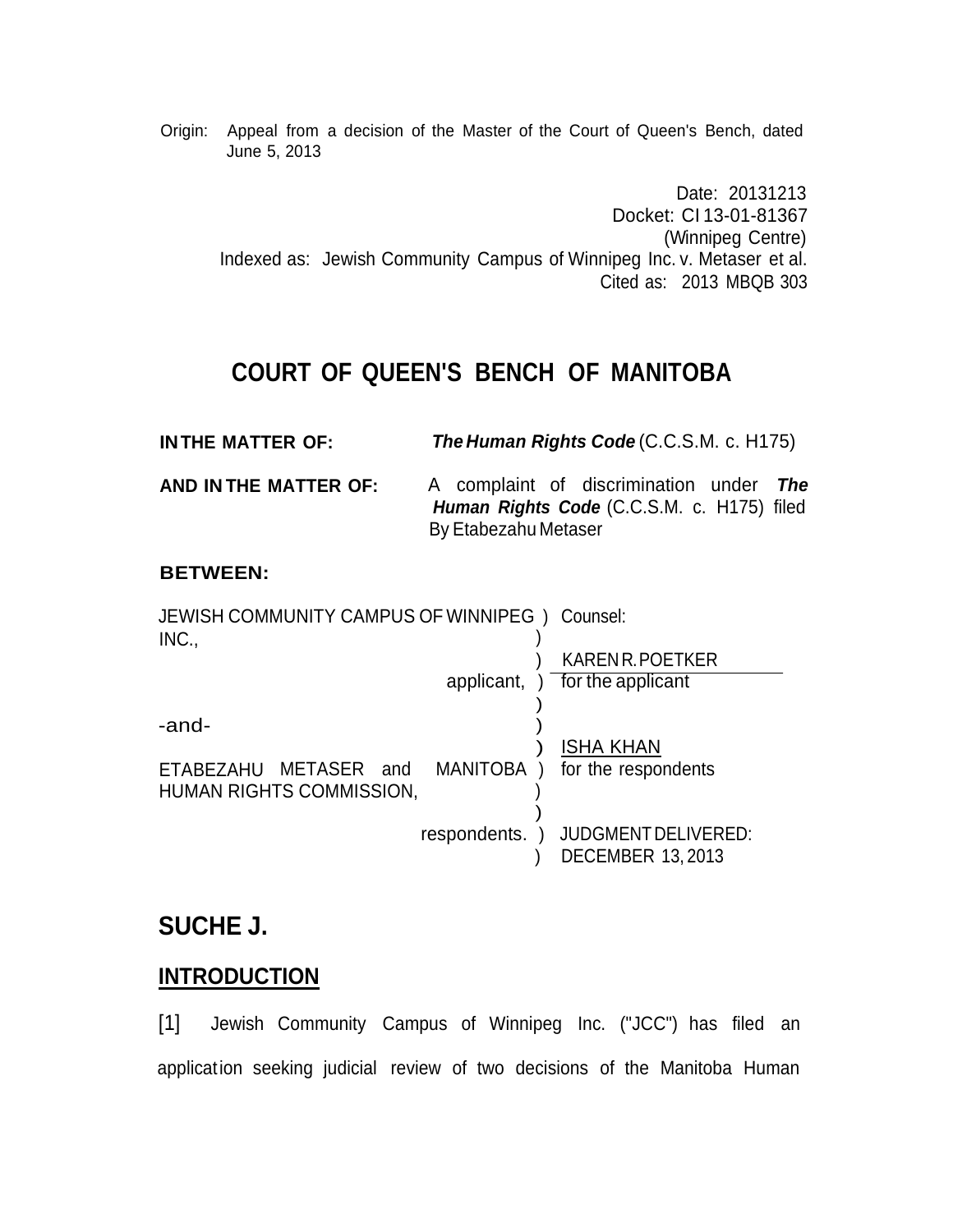Origin: Appeal from a decision of the Master of the Court of Queen's Bench, dated June 5, 2013

Date: 20131213
Docket: CI 13-01-81367
(Winnipeg Centre)
Indexed as: Jewish Community Campus of Winnipeg Inc. v. Metaser et al.
Cited as: 2013 MBQB 303

# COURT OF QUEEN'S BENCH OF MANITOBA

**IN THE MATTER OF:** ***The Human Rights Code*** (C.C.S.M. c. H175)

**AND IN THE MATTER OF:** A complaint of discrimination under ***The Human Rights Code*** (C.C.S.M. c. H175) filed By Etabezahu Metaser

**BETWEEN:**

| | |
|---|---|
| JEWISH COMMUNITY CAMPUS OF WINNIPEG INC., | Counsel: |
| applicant, | KAREN R. POETKER for the applicant |
| -and- | |
| ETABEZAHU METASER and MANITOBA HUMAN RIGHTS COMMISSION, | ISHA KHAN for the respondents |
| respondents. | JUDGMENT DELIVERED: DECEMBER 13, 2013 |

## SUCHE J.

## INTRODUCTION

[1] Jewish Community Campus of Winnipeg Inc. ("JCC") has filed an application seeking judicial review of two decisions of the Manitoba Human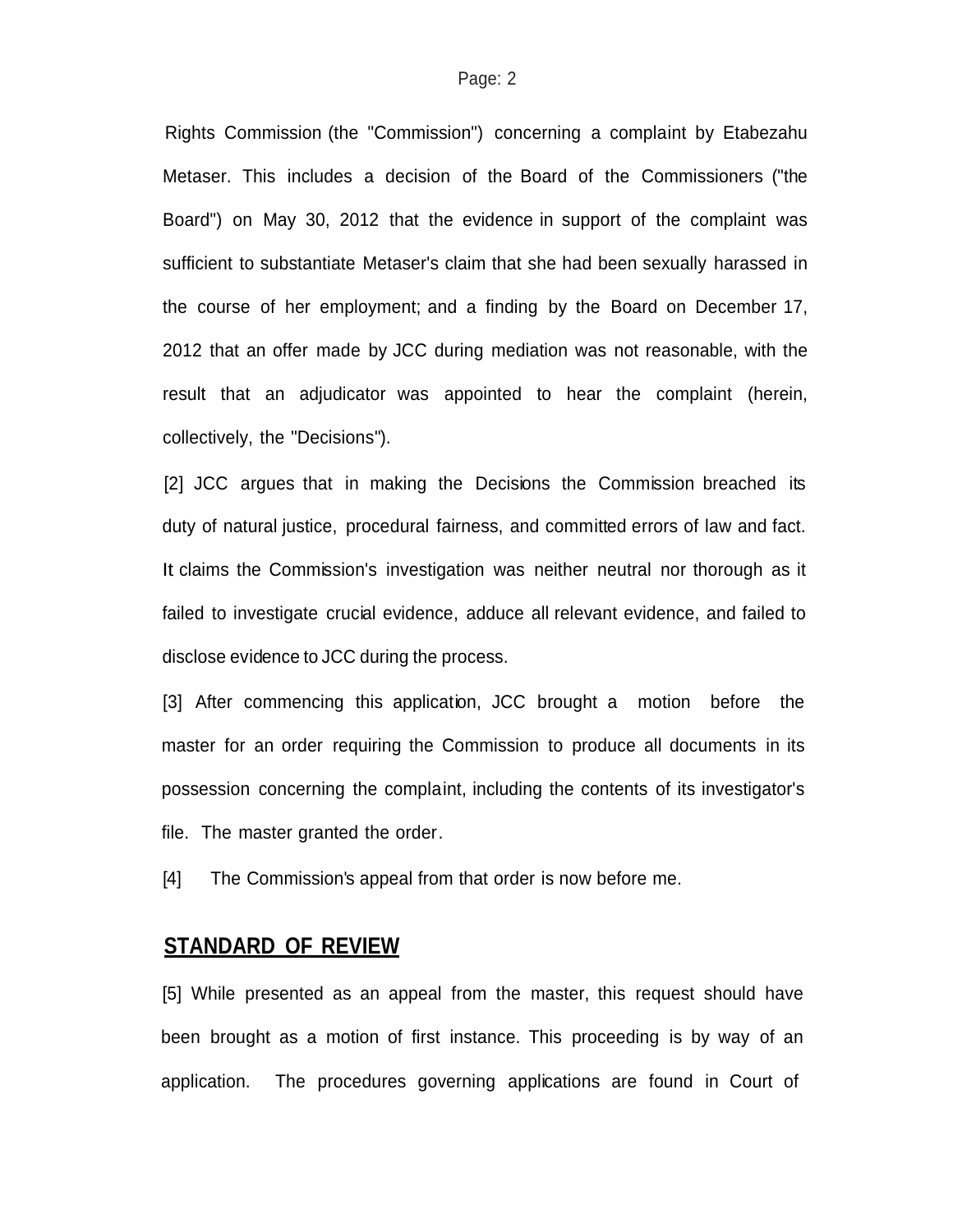Rights Commission (the "Commission") concerning a complaint by Etabezahu Metaser. This includes a decision of the Board of the Commissioners ("the Board") on May 30, 2012 that the evidence in support of the complaint was sufficient to substantiate Metaser's claim that she had been sexually harassed in the course of her employment; and a finding by the Board on December 17, 2012 that an offer made by JCC during mediation was not reasonable, with the result that an adjudicator was appointed to hear the complaint (herein, collectively, the "Decisions").

[2] JCC argues that in making the Decisions the Commission breached its duty of natural justice, procedural fairness, and committed errors of law and fact. It claims the Commission's investigation was neither neutral nor thorough as it failed to investigate crucial evidence, adduce all relevant evidence, and failed to disclose evidence to JCC during the process.

[3] After commencing this application, JCC brought a motion before the master for an order requiring the Commission to produce all documents in its possession concerning the complaint, including the contents of its investigator's file. The master granted the order.

[4] The Commission's appeal from that order is now before me.

## STANDARD OF REVIEW

[5] While presented as an appeal from the master, this request should have been brought as a motion of first instance. This proceeding is by way of an application. The procedures governing applications are found in Court of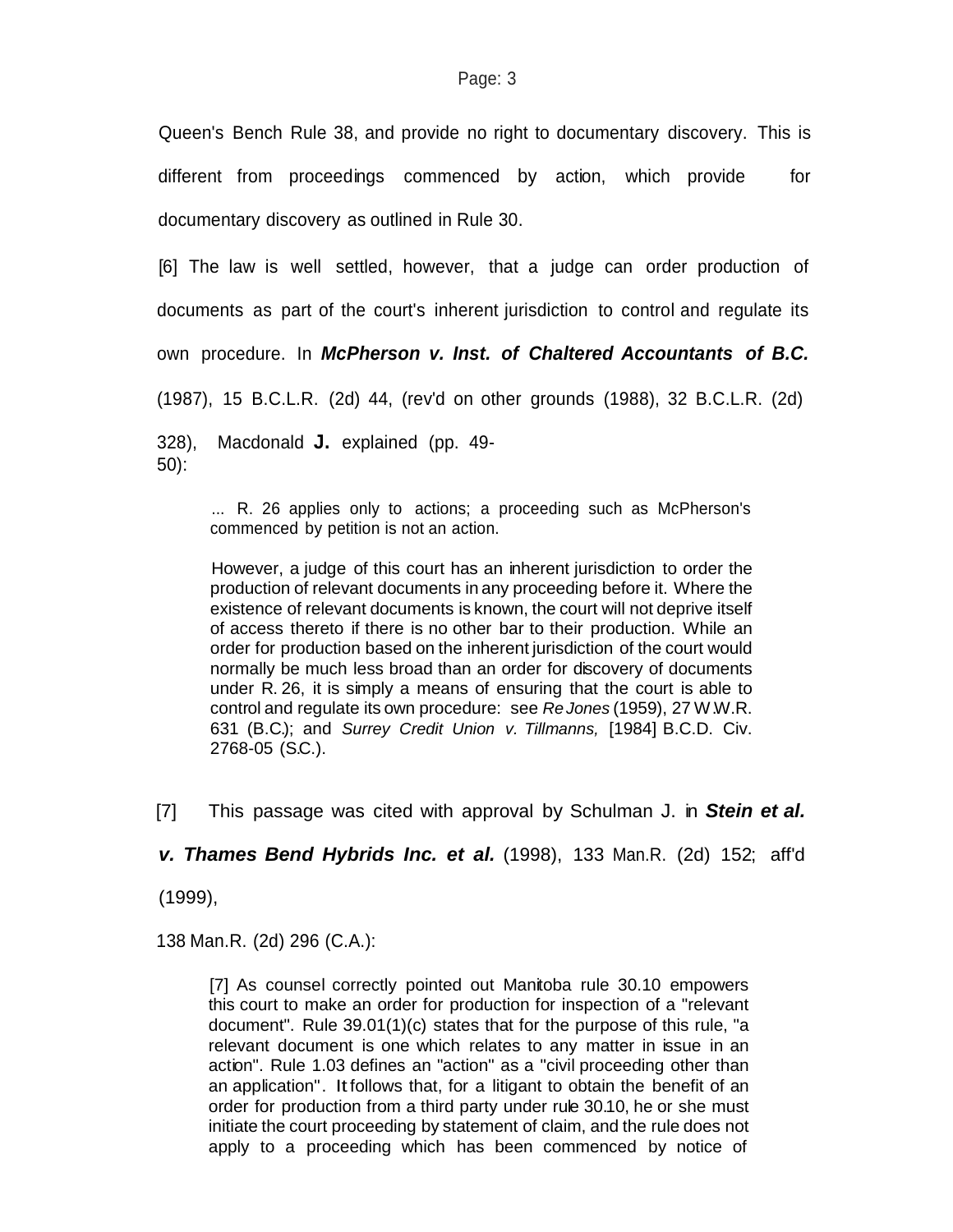Queen's Bench Rule 38, and provide no right to documentary discovery. This is different from proceedings commenced by action, which provide for documentary discovery as outlined in Rule 30.

[6] The law is well settled, however, that a judge can order production of documents as part of the court's inherent jurisdiction to control and regulate its own procedure. In ***McPherson v. Inst. of Chaltered Accountants of B.C.*** (1987), 15 B.C.L.R. (2d) 44, (rev'd on other grounds (1988), 32 B.C.L.R. (2d) 328), Macdonald **J.** explained (pp. 49-50):

> ... R. 26 applies only to actions; a proceeding such as McPherson's commenced by petition is not an action.
>
> However, a judge of this court has an inherent jurisdiction to order the production of relevant documents in any proceeding before it. Where the existence of relevant documents is known, the court will not deprive itself of access thereto if there is no other bar to their production. While an order for production based on the inherent jurisdiction of the court would normally be much less broad than an order for discovery of documents under R. 26, it is simply a means of ensuring that the court is able to control and regulate its own procedure: see *Re Jones* (1959), 27 W.W.R. 631 (B.C.); and *Surrey Credit Union v. Tillmanns,* [1984] B.C.D. Civ. 2768-05 (S.C.).

[7] This passage was cited with approval by Schulman J. in ***Stein et al. v. Thames Bend Hybrids Inc. et al.*** (1998), 133 Man.R. (2d) 152; aff'd (1999), 138 Man.R. (2d) 296 (C.A.):

> [7] As counsel correctly pointed out Manitoba rule 30.10 empowers this court to make an order for production for inspection of a "relevant document". Rule 39.01(1)(c) states that for the purpose of this rule, "a relevant document is one which relates to any matter in issue in an action". Rule 1.03 defines an "action" as a "civil proceeding other than an application". It follows that, for a litigant to obtain the benefit of an order for production from a third party under rule 30.10, he or she must initiate the court proceeding by statement of claim, and the rule does not apply to a proceeding which has been commenced by notice of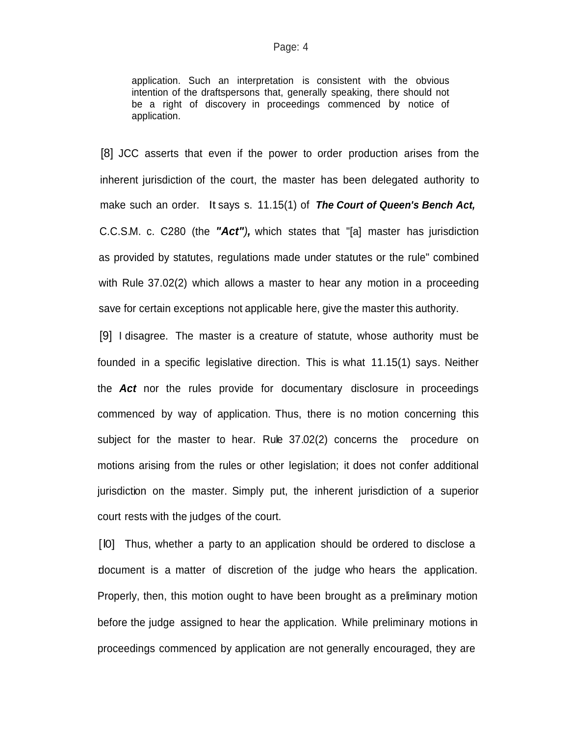> application. Such an interpretation is consistent with the obvious intention of the draftspersons that, generally speaking, there should not be a right of discovery in proceedings commenced by notice of application.

[8] JCC asserts that even if the power to order production arises from the inherent jurisdiction of the court, the master has been delegated authority to make such an order. It says s. 11.15(1) of ***The Court of Queen's Bench Act,*** C.C.S.M. c. C280 (the ***"Act"),*** which states that "[a] master has jurisdiction as provided by statutes, regulations made under statutes or the rule" combined with Rule 37.02(2) which allows a master to hear any motion in a proceeding save for certain exceptions not applicable here, give the master this authority.

[9] I disagree. The master is a creature of statute, whose authority must be founded in a specific legislative direction. This is what 11.15(1) says. Neither the ***Act*** nor the rules provide for documentary disclosure in proceedings commenced by way of application. Thus, there is no motion concerning this subject for the master to hear. Rule 37.02(2) concerns the procedure on motions arising from the rules or other legislation; it does not confer additional jurisdiction on the master. Simply put, the inherent jurisdiction of a superior court rests with the judges of the court.

[10] Thus, whether a party to an application should be ordered to disclose a document is a matter of discretion of the judge who hears the application. Properly, then, this motion ought to have been brought as a preliminary motion before the judge assigned to hear the application. While preliminary motions in proceedings commenced by application are not generally encouraged, they are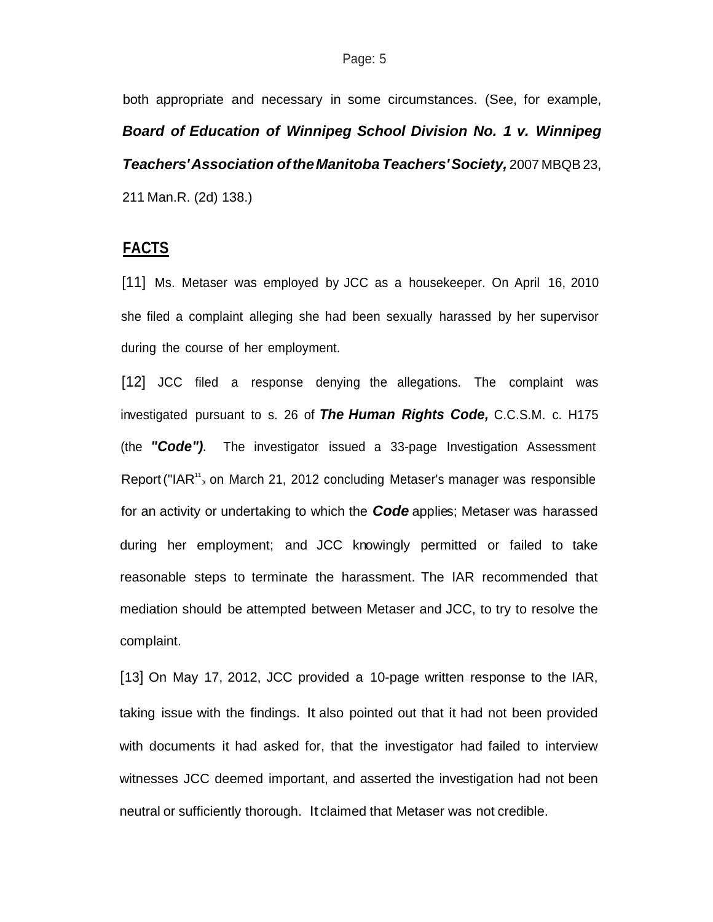both appropriate and necessary in some circumstances. (See, for example, ***Board of Education of Winnipeg School Division No. 1 v. Winnipeg Teachers' Association of the Manitoba Teachers' Society,*** 2007 MBQB 23, 211 Man.R. (2d) 138.)

## FACTS

[11] Ms. Metaser was employed by JCC as a housekeeper. On April 16, 2010 she filed a complaint alleging she had been sexually harassed by her supervisor during the course of her employment.

[12] JCC filed a response denying the allegations. The complaint was investigated pursuant to s. 26 of ***The Human Rights Code,*** C.C.S.M. c. H175 (the ***"Code")***. The investigator issued a 33-page Investigation Assessment Report ("IAR") on March 21, 2012 concluding Metaser's manager was responsible for an activity or undertaking to which the ***Code*** applies; Metaser was harassed during her employment; and JCC knowingly permitted or failed to take reasonable steps to terminate the harassment. The IAR recommended that mediation should be attempted between Metaser and JCC, to try to resolve the complaint.

[13] On May 17, 2012, JCC provided a 10-page written response to the IAR, taking issue with the findings. It also pointed out that it had not been provided with documents it had asked for, that the investigator had failed to interview witnesses JCC deemed important, and asserted the investigation had not been neutral or sufficiently thorough. It claimed that Metaser was not credible.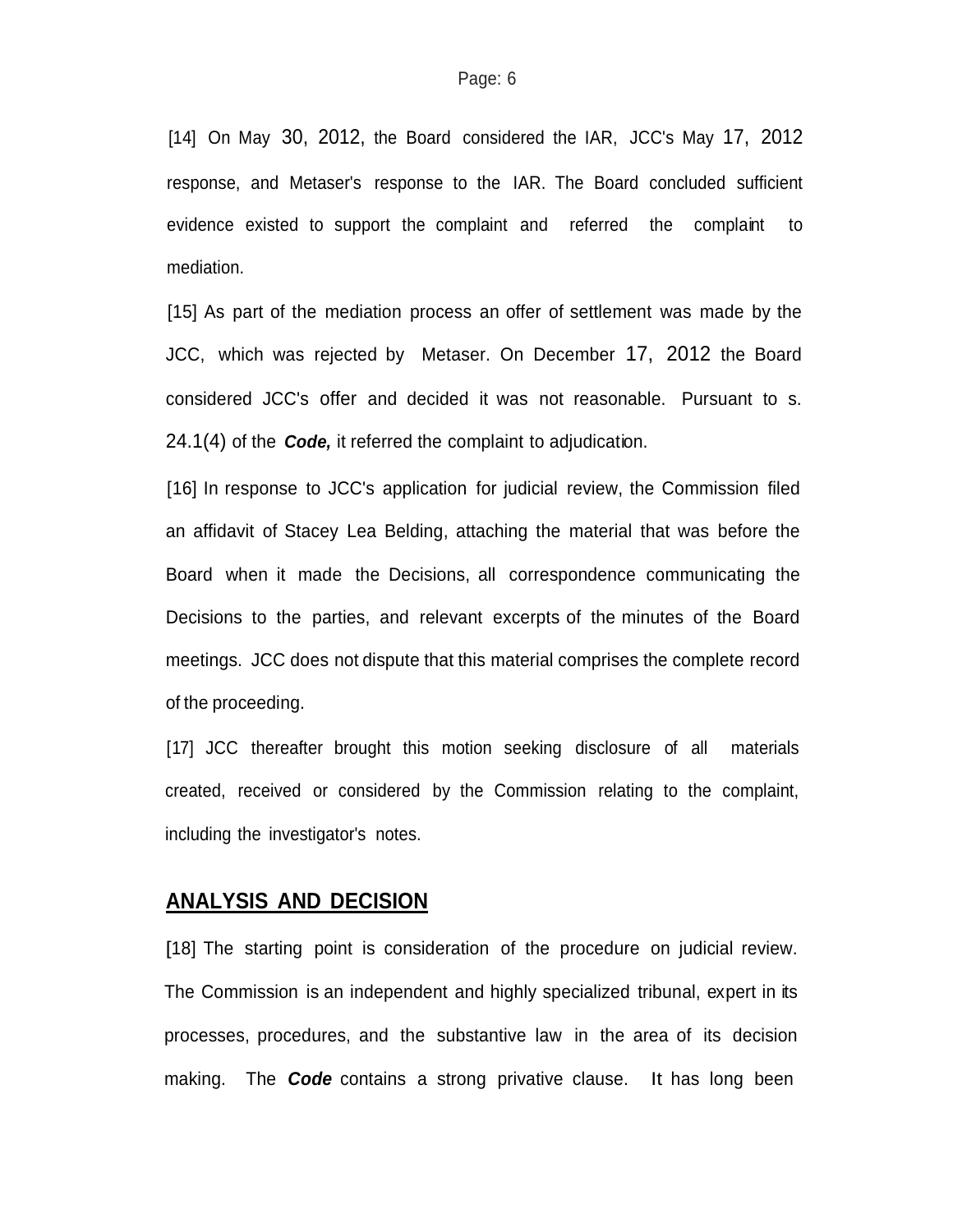[14] On May 30, 2012, the Board considered the IAR, JCC's May 17, 2012 response, and Metaser's response to the IAR. The Board concluded sufficient evidence existed to support the complaint and referred the complaint to mediation.

[15] As part of the mediation process an offer of settlement was made by the JCC, which was rejected by Metaser. On December 17, 2012 the Board considered JCC's offer and decided it was not reasonable. Pursuant to s. 24.1(4) of the ***Code,*** it referred the complaint to adjudication.

[16] In response to JCC's application for judicial review, the Commission filed an affidavit of Stacey Lea Belding, attaching the material that was before the Board when it made the Decisions, all correspondence communicating the Decisions to the parties, and relevant excerpts of the minutes of the Board meetings. JCC does not dispute that this material comprises the complete record of the proceeding.

[17] JCC thereafter brought this motion seeking disclosure of all materials created, received or considered by the Commission relating to the complaint, including the investigator's notes.

## ANALYSIS AND DECISION

[18] The starting point is consideration of the procedure on judicial review. The Commission is an independent and highly specialized tribunal, expert in its processes, procedures, and the substantive law in the area of its decision making. The ***Code*** contains a strong privative clause. It has long been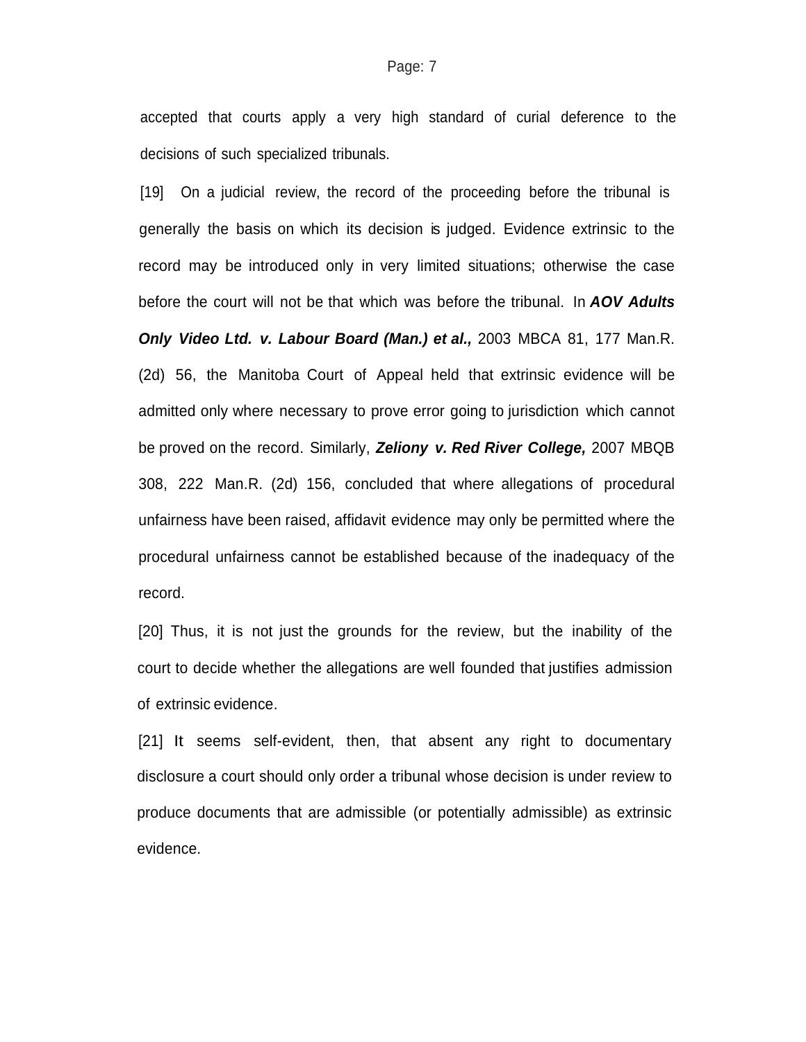accepted that courts apply a very high standard of curial deference to the decisions of such specialized tribunals.

[19] On a judicial review, the record of the proceeding before the tribunal is generally the basis on which its decision is judged. Evidence extrinsic to the record may be introduced only in very limited situations; otherwise the case before the court will not be that which was before the tribunal. In ***AOV Adults Only Video Ltd. v. Labour Board (Man.) et al.,*** 2003 MBCA 81, 177 Man.R. (2d) 56, the Manitoba Court of Appeal held that extrinsic evidence will be admitted only where necessary to prove error going to jurisdiction which cannot be proved on the record. Similarly, ***Zeliony v. Red River College,*** 2007 MBQB 308, 222 Man.R. (2d) 156, concluded that where allegations of procedural unfairness have been raised, affidavit evidence may only be permitted where the procedural unfairness cannot be established because of the inadequacy of the record.

[20] Thus, it is not just the grounds for the review, but the inability of the court to decide whether the allegations are well founded that justifies admission of extrinsic evidence.

[21] It seems self-evident, then, that absent any right to documentary disclosure a court should only order a tribunal whose decision is under review to produce documents that are admissible (or potentially admissible) as extrinsic evidence.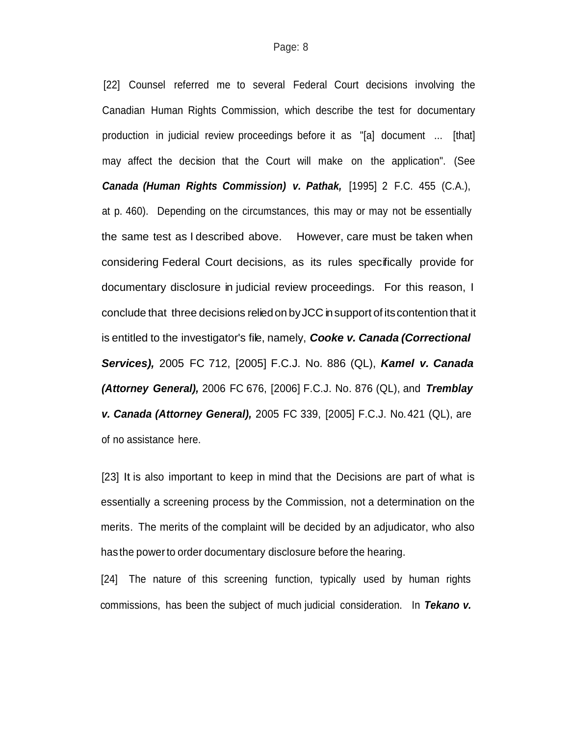[22] Counsel referred me to several Federal Court decisions involving the Canadian Human Rights Commission, which describe the test for documentary production in judicial review proceedings before it as "[a] document ... [that] may affect the decision that the Court will make on the application". (See ***Canada (Human Rights Commission) v. Pathak,*** [1995] 2 F.C. 455 (C.A.), at p. 460). Depending on the circumstances, this may or may not be essentially the same test as I described above. However, care must be taken when considering Federal Court decisions, as its rules specifically provide for documentary disclosure in judicial review proceedings. For this reason, I conclude that three decisions relied on by JCC in support of its contention that it is entitled to the investigator's file, namely, ***Cooke v. Canada (Correctional Services),*** 2005 FC 712, [2005] F.C.J. No. 886 (QL), ***Kamel v. Canada (Attorney General),*** 2006 FC 676, [2006] F.C.J. No. 876 (QL), and ***Tremblay v. Canada (Attorney General),*** 2005 FC 339, [2005] F.C.J. No. 421 (QL), are of no assistance here.

[23] It is also important to keep in mind that the Decisions are part of what is essentially a screening process by the Commission, not a determination on the merits. The merits of the complaint will be decided by an adjudicator, who also has the power to order documentary disclosure before the hearing.

[24] The nature of this screening function, typically used by human rights commissions, has been the subject of much judicial consideration. In ***Tekano v.***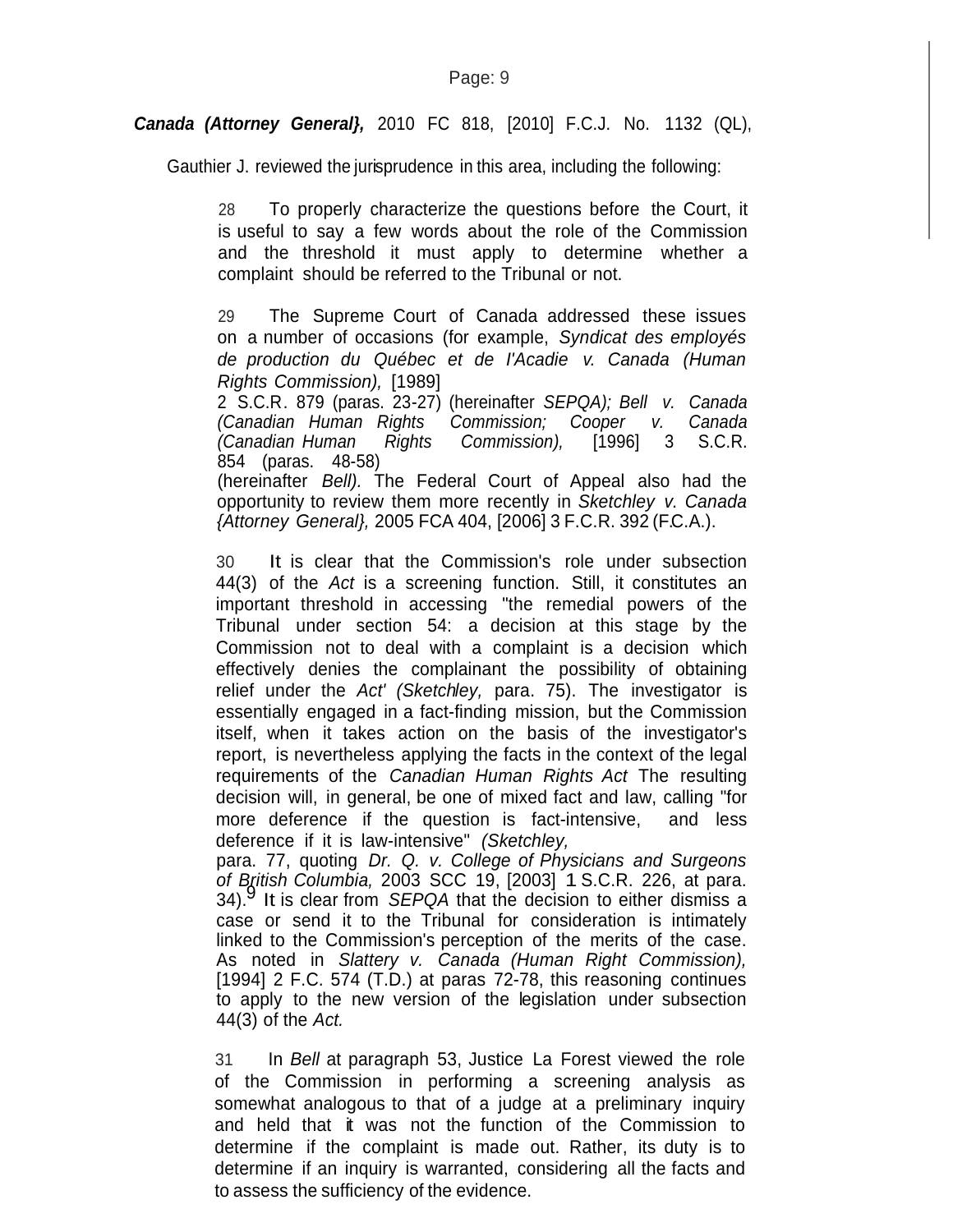***Canada (Attorney General},*** 2010 FC 818, [2010] F.C.J. No. 1132 (QL), Gauthier J. reviewed the jurisprudence in this area, including the following:

> 28 To properly characterize the questions before the Court, it is useful to say a few words about the role of the Commission and the threshold it must apply to determine whether a complaint should be referred to the Tribunal or not.
>
> 29 The Supreme Court of Canada addressed these issues on a number of occasions (for example, *Syndicat des employés de production du Québec et de I'Acadie v. Canada (Human Rights Commission),* [1989] 2 S.C.R. 879 (paras. 23-27) (hereinafter *SEPQA); Bell v. Canada (Canadian Human Rights Commission; Cooper v. Canada (Canadian Human Rights Commission),* [1996] 3 S.C.R. 854 (paras. 48-58) (hereinafter *Bell).* The Federal Court of Appeal also had the opportunity to review them more recently in *Sketchley v. Canada {Attorney General},* 2005 FCA 404, [2006] 3 F.C.R. 392 (F.C.A.).
>
> 30 It is clear that the Commission's role under subsection 44(3) of the *Act* is a screening function. Still, it constitutes an important threshold in accessing "the remedial powers of the Tribunal under section 54: a decision at this stage by the Commission not to deal with a complaint is a decision which effectively denies the complainant the possibility of obtaining relief under the *Act' (Sketchley,* para. 75). The investigator is essentially engaged in a fact-finding mission, but the Commission itself, when it takes action on the basis of the investigator's report, is nevertheless applying the facts in the context of the legal requirements of the *Canadian Human Rights Act* The resulting decision will, in general, be one of mixed fact and law, calling "for more deference if the question is fact-intensive, and less deference if it is law-intensive" *(Sketchley,* para. 77, quoting *Dr. Q. v. College of Physicians and Surgeons of British Columbia,* 2003 SCC 19, [2003] 1 S.C.R. 226, at para. 34).[9] It is clear from *SEPQA* that the decision to either dismiss a case or send it to the Tribunal for consideration is intimately linked to the Commission's perception of the merits of the case. As noted in *Slattery v. Canada (Human Right Commission),* [1994] 2 F.C. 574 (T.D.) at paras 72-78, this reasoning continues to apply to the new version of the legislation under subsection 44(3) of the *Act.*
>
> 31 In *Bell* at paragraph 53, Justice La Forest viewed the role of the Commission in performing a screening analysis as somewhat analogous to that of a judge at a preliminary inquiry and held that it was not the function of the Commission to determine if the complaint is made out. Rather, its duty is to determine if an inquiry is warranted, considering all the facts and to assess the sufficiency of the evidence.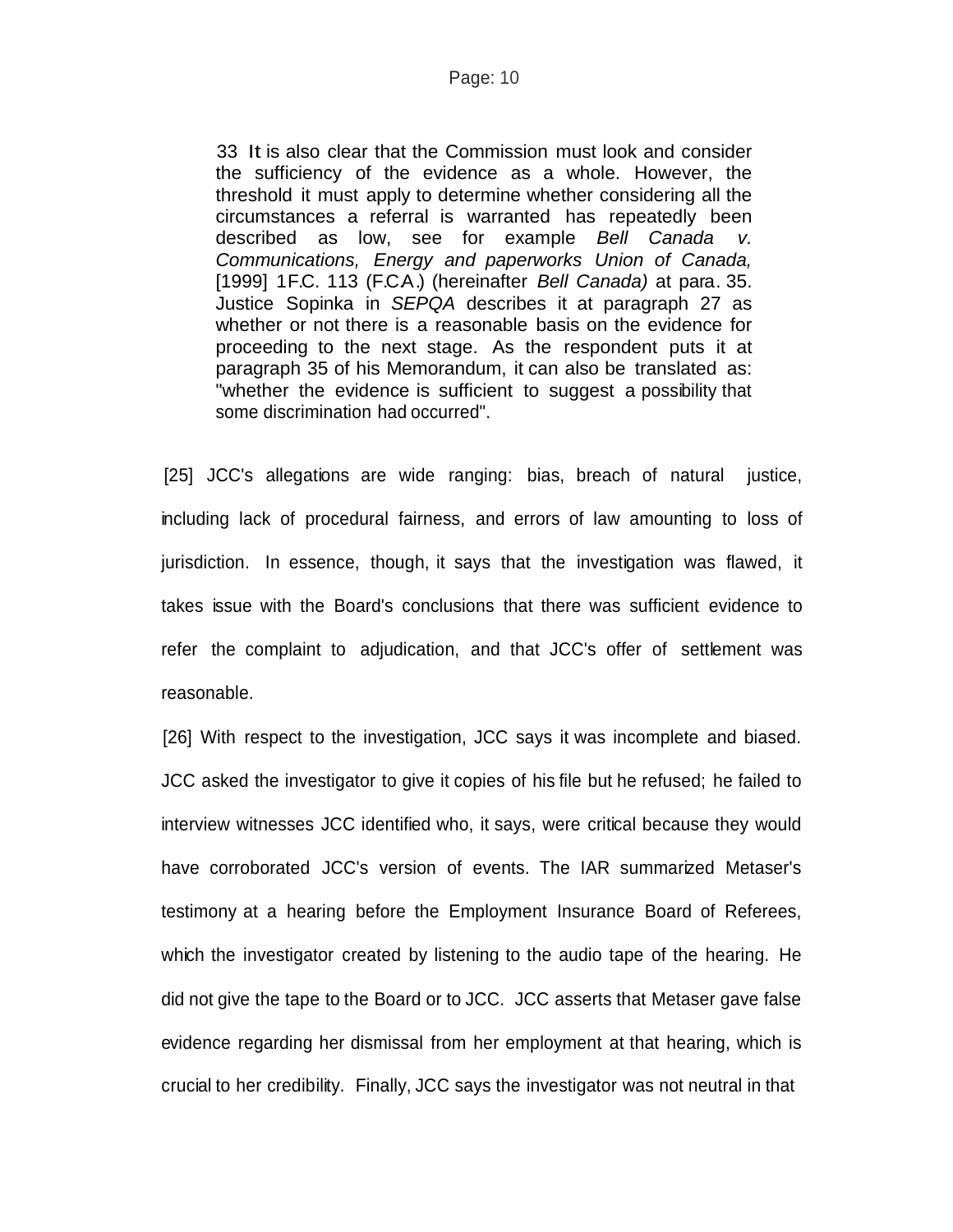> 33 It is also clear that the Commission must look and consider the sufficiency of the evidence as a whole. However, the threshold it must apply to determine whether considering all the circumstances a referral is warranted has repeatedly been described as low, see for example *Bell Canada v. Communications, Energy and paperworks Union of Canada,* [1999] 1F.C. 113 (F.C.A.) (hereinafter *Bell Canada)* at para. 35. Justice Sopinka in *SEPQA* describes it at paragraph 27 as whether or not there is a reasonable basis on the evidence for proceeding to the next stage. As the respondent puts it at paragraph 35 of his Memorandum, it can also be translated as: "whether the evidence is sufficient to suggest a possibility that some discrimination had occurred".

[25] JCC's allegations are wide ranging: bias, breach of natural justice, including lack of procedural fairness, and errors of law amounting to loss of jurisdiction. In essence, though, it says that the investigation was flawed, it takes issue with the Board's conclusions that there was sufficient evidence to refer the complaint to adjudication, and that JCC's offer of settlement was reasonable.

[26] With respect to the investigation, JCC says it was incomplete and biased. JCC asked the investigator to give it copies of his file but he refused; he failed to interview witnesses JCC identified who, it says, were critical because they would have corroborated JCC's version of events. The IAR summarized Metaser's testimony at a hearing before the Employment Insurance Board of Referees, which the investigator created by listening to the audio tape of the hearing. He did not give the tape to the Board or to JCC. JCC asserts that Metaser gave false evidence regarding her dismissal from her employment at that hearing, which is crucial to her credibility. Finally, JCC says the investigator was not neutral in that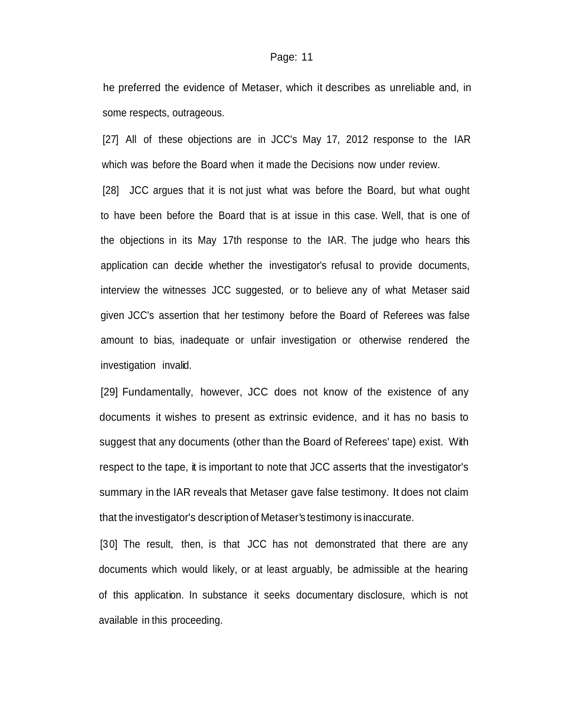he preferred the evidence of Metaser, which it describes as unreliable and, in some respects, outrageous.

[27] All of these objections are in JCC's May 17, 2012 response to the IAR which was before the Board when it made the Decisions now under review.

[28] JCC argues that it is not just what was before the Board, but what ought to have been before the Board that is at issue in this case. Well, that is one of the objections in its May 17th response to the IAR. The judge who hears this application can decide whether the investigator's refusal to provide documents, interview the witnesses JCC suggested, or to believe any of what Metaser said given JCC's assertion that her testimony before the Board of Referees was false amount to bias, inadequate or unfair investigation or otherwise rendered the investigation invalid.

[29] Fundamentally, however, JCC does not know of the existence of any documents it wishes to present as extrinsic evidence, and it has no basis to suggest that any documents (other than the Board of Referees' tape) exist. With respect to the tape, it is important to note that JCC asserts that the investigator's summary in the IAR reveals that Metaser gave false testimony. It does not claim that the investigator's description of Metaser's testimony is inaccurate.

[30] The result, then, is that JCC has not demonstrated that there are any documents which would likely, or at least arguably, be admissible at the hearing of this application. In substance it seeks documentary disclosure, which is not available in this proceeding.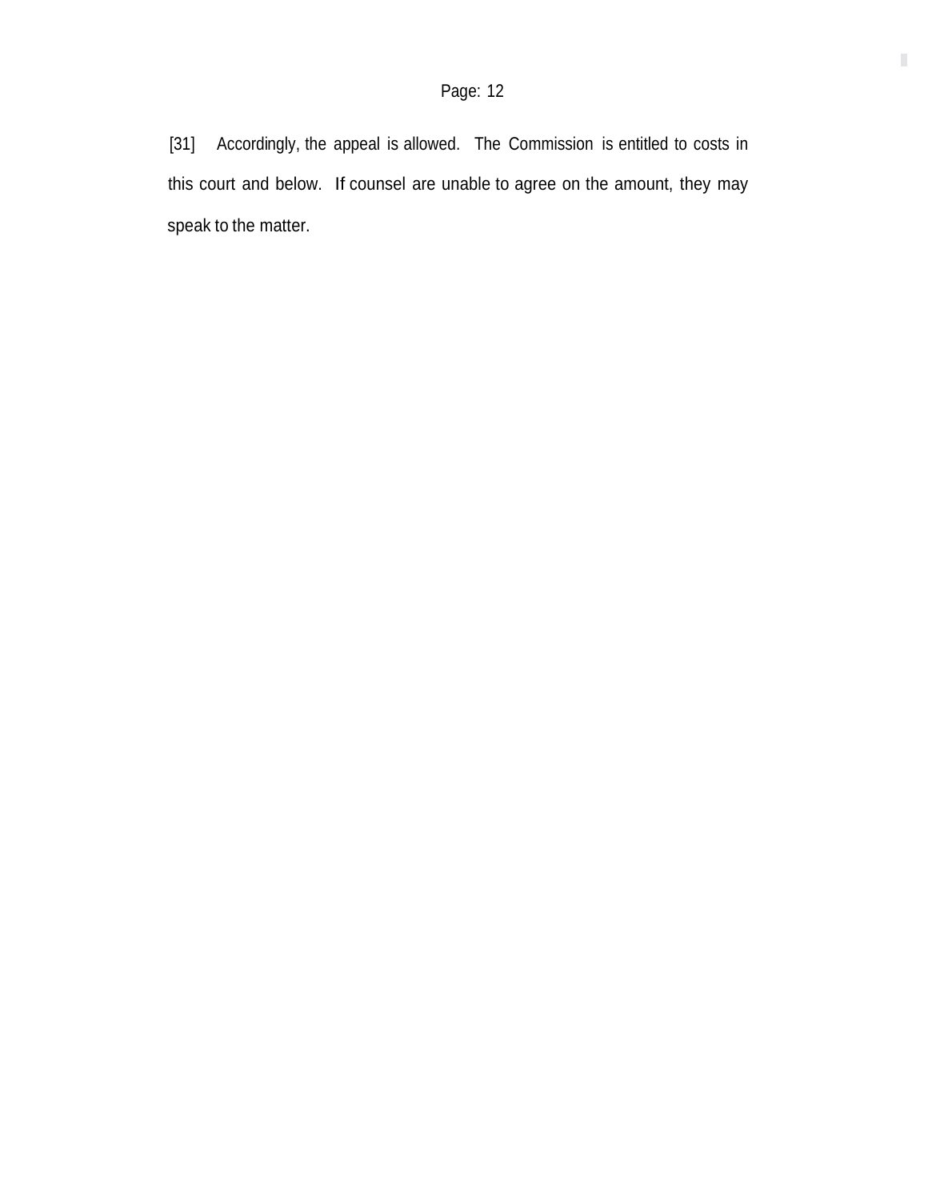[31] Accordingly, the appeal is allowed. The Commission is entitled to costs in this court and below. If counsel are unable to agree on the amount, they may speak to the matter.